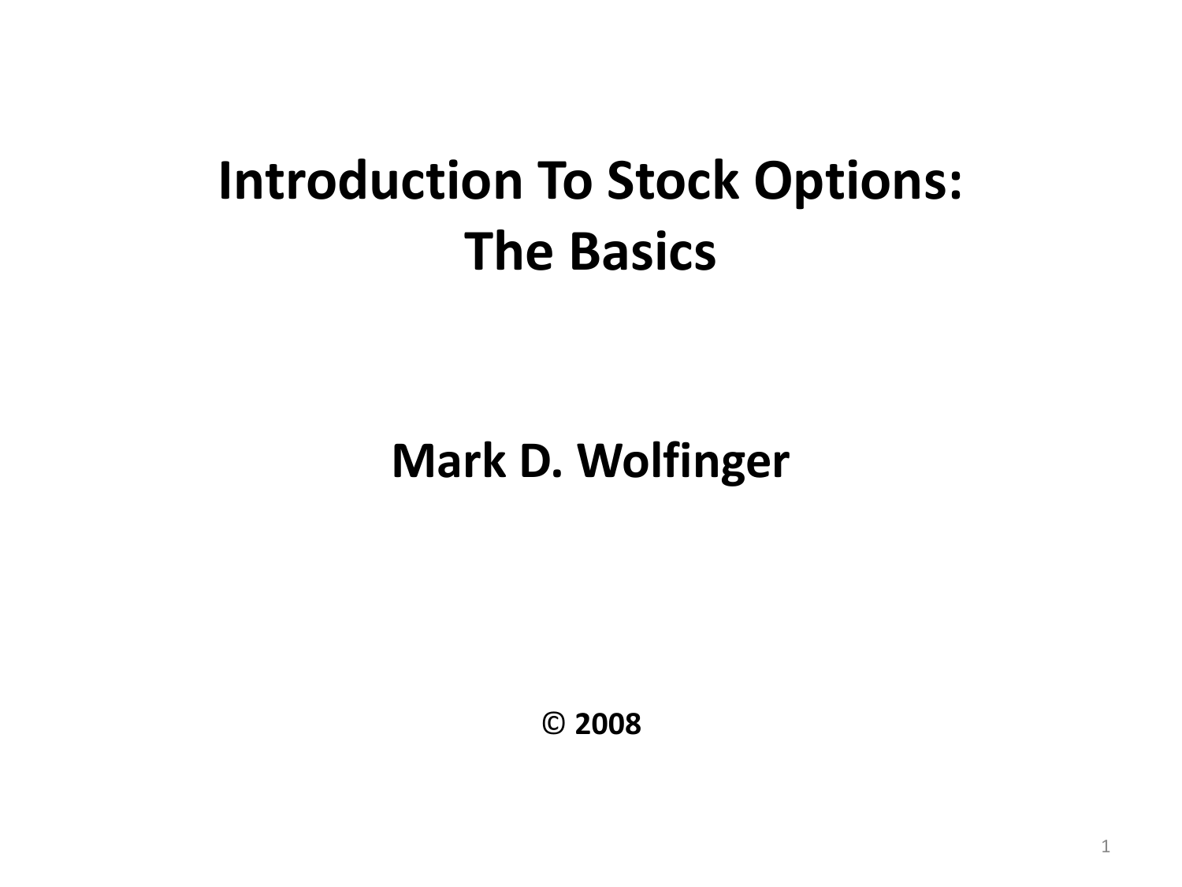# Introduction To Stock Options: The Basics

**Mark D. Wolfinger**

**© 2008**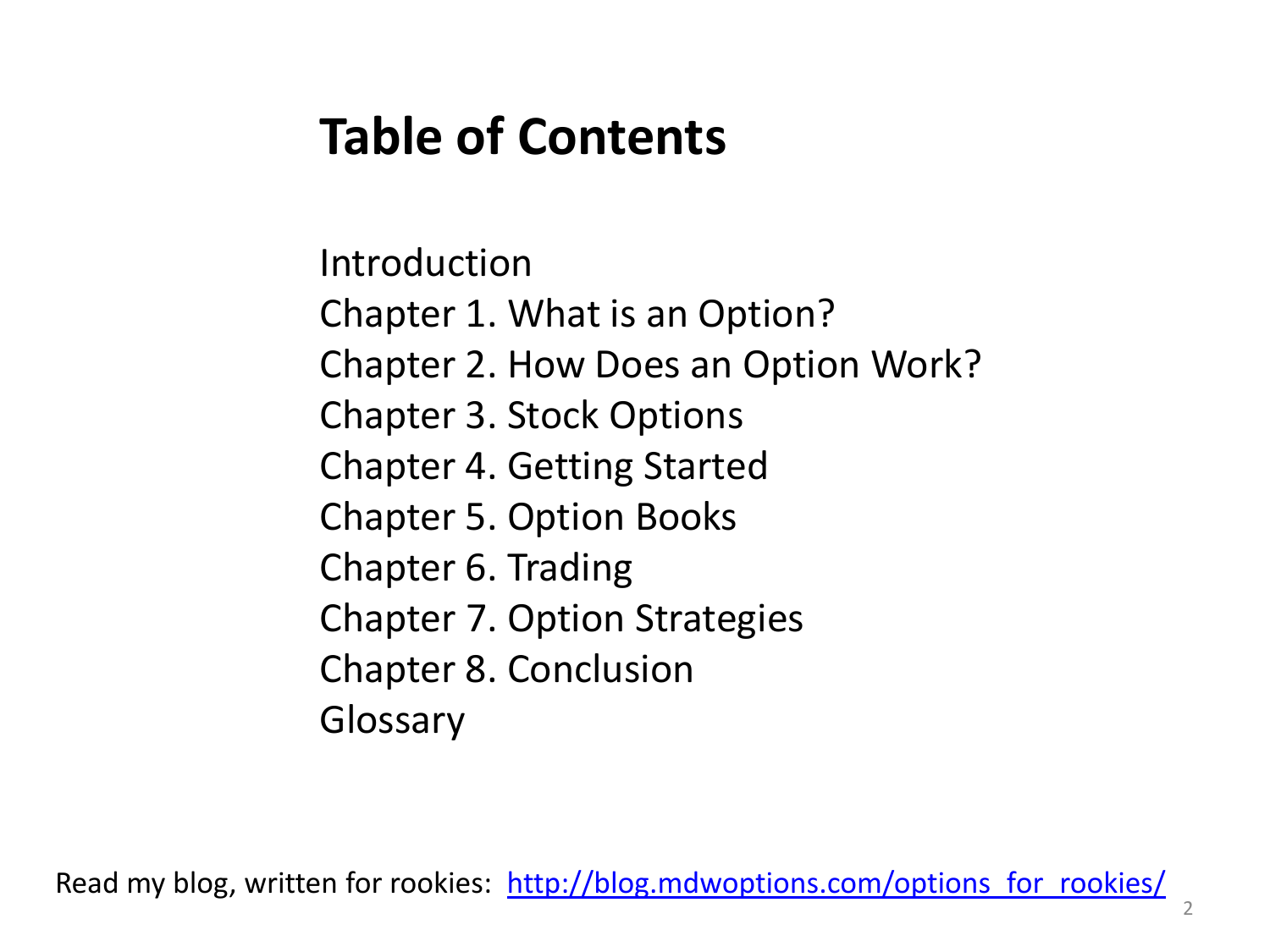# Table of Contents

Introduction
Chapter 1. What is an Option?
Chapter 2. How Does an Option Work?
Chapter 3. Stock Options
Chapter 4. Getting Started
Chapter 5. Option Books
Chapter 6. Trading
Chapter 7. Option Strategies
Chapter 8. Conclusion
Glossary

Read my blog, written for rookies: [http://blog.mdwoptions.com/options_for_rookies/](http://blog.mdwoptions.com/options_for_rookies/)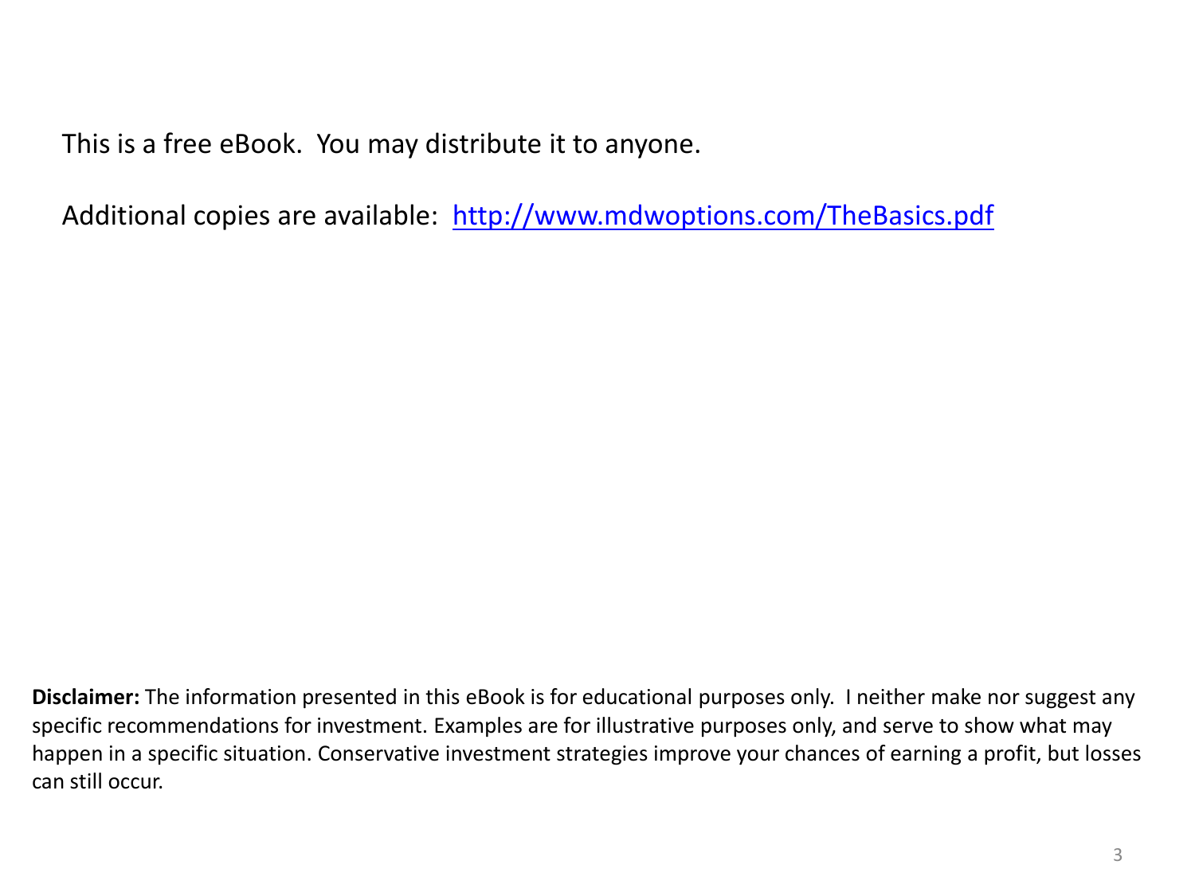This is a free eBook. You may distribute it to anyone.

Additional copies are available: [http://www.mdwoptions.com/TheBasics.pdf](http://www.mdwoptions.com/TheBasics.pdf)

**Disclaimer:** The information presented in this eBook is for educational purposes only. I neither make nor suggest any specific recommendations for investment. Examples are for illustrative purposes only, and serve to show what may happen in a specific situation. Conservative investment strategies improve your chances of earning a profit, but losses can still occur.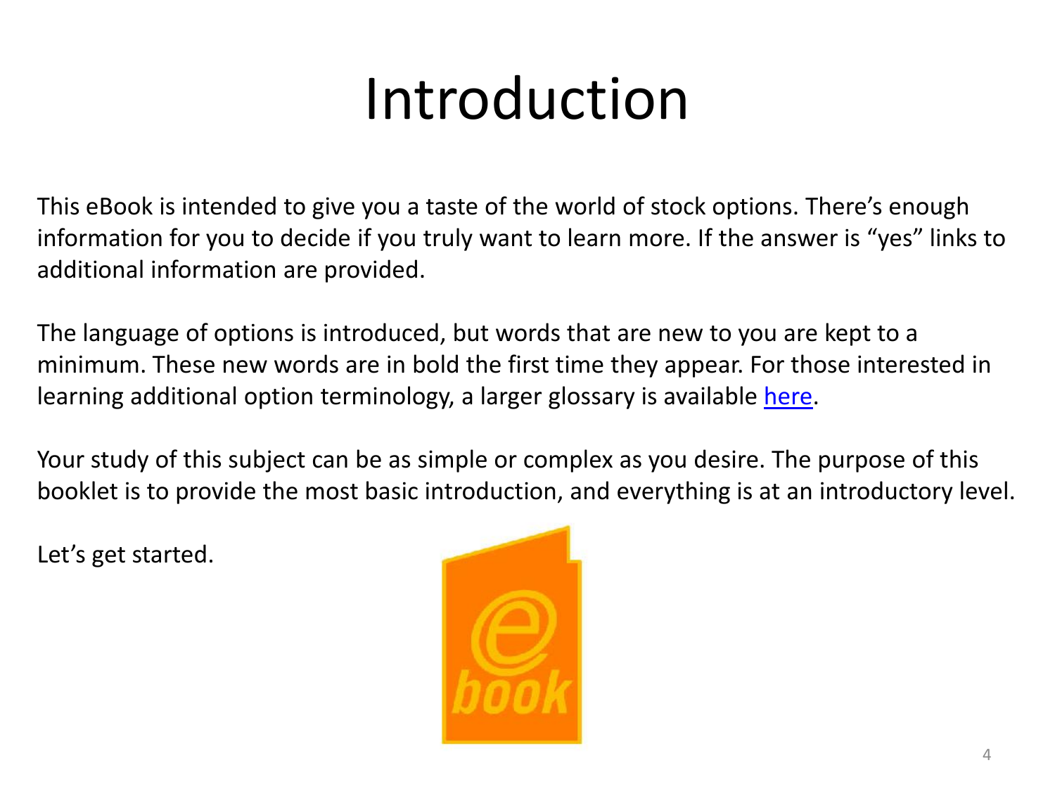# Introduction

This eBook is intended to give you a taste of the world of stock options. There's enough information for you to decide if you truly want to learn more. If the answer is "yes" links to additional information are provided.

The language of options is introduced, but words that are new to you are kept to a minimum. These new words are in bold the first time they appear. For those interested in learning additional option terminology, a larger glossary is available here.

Your study of this subject can be as simple or complex as you desire. The purpose of this booklet is to provide the most basic introduction, and everything is at an introductory level.

Let's get started.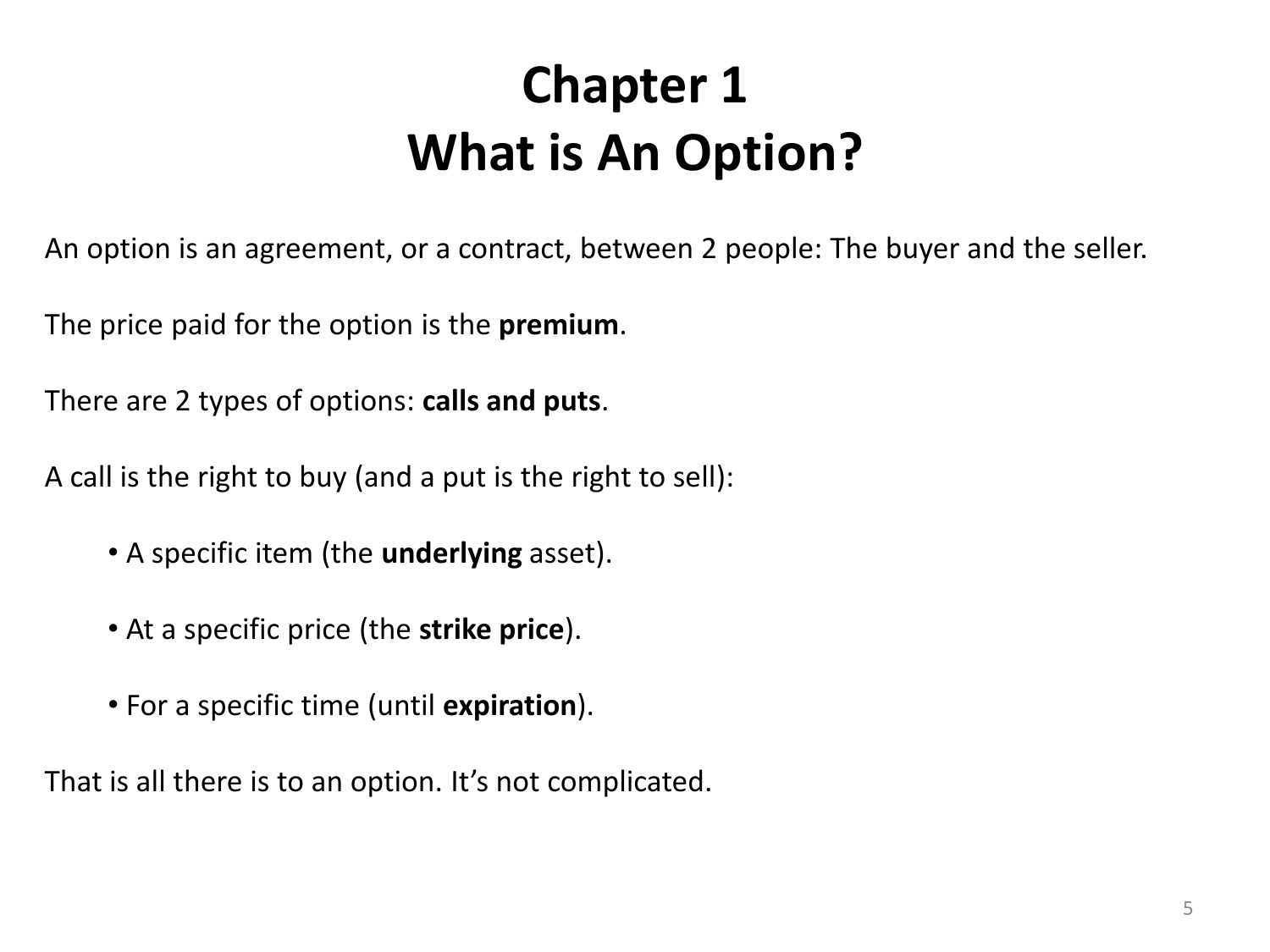# Chapter 1
# What is An Option?

An option is an agreement, or a contract, between 2 people: The buyer and the seller.

The price paid for the option is the **premium**.

There are 2 types of options: **calls and puts**.

A call is the right to buy (and a put is the right to sell):

- A specific item (the **underlying** asset).
- At a specific price (the **strike price**).
- For a specific time (until **expiration**).

That is all there is to an option. It's not complicated.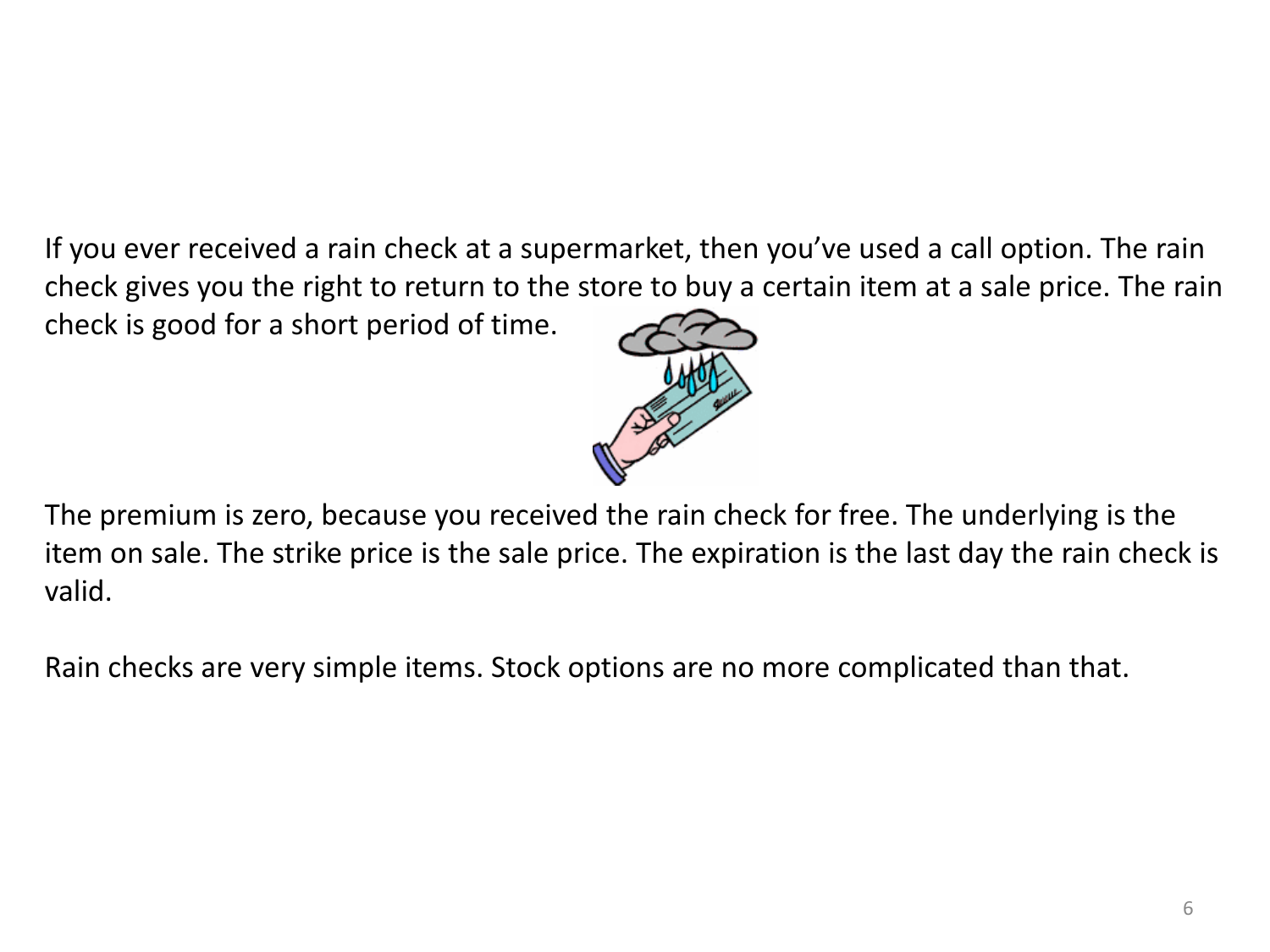If you ever received a rain check at a supermarket, then you've used a call option. The rain check gives you the right to return to the store to buy a certain item at a sale price. The rain check is good for a short period of time.

The premium is zero, because you received the rain check for free. The underlying is the item on sale. The strike price is the sale price. The expiration is the last day the rain check is valid.

Rain checks are very simple items. Stock options are no more complicated than that.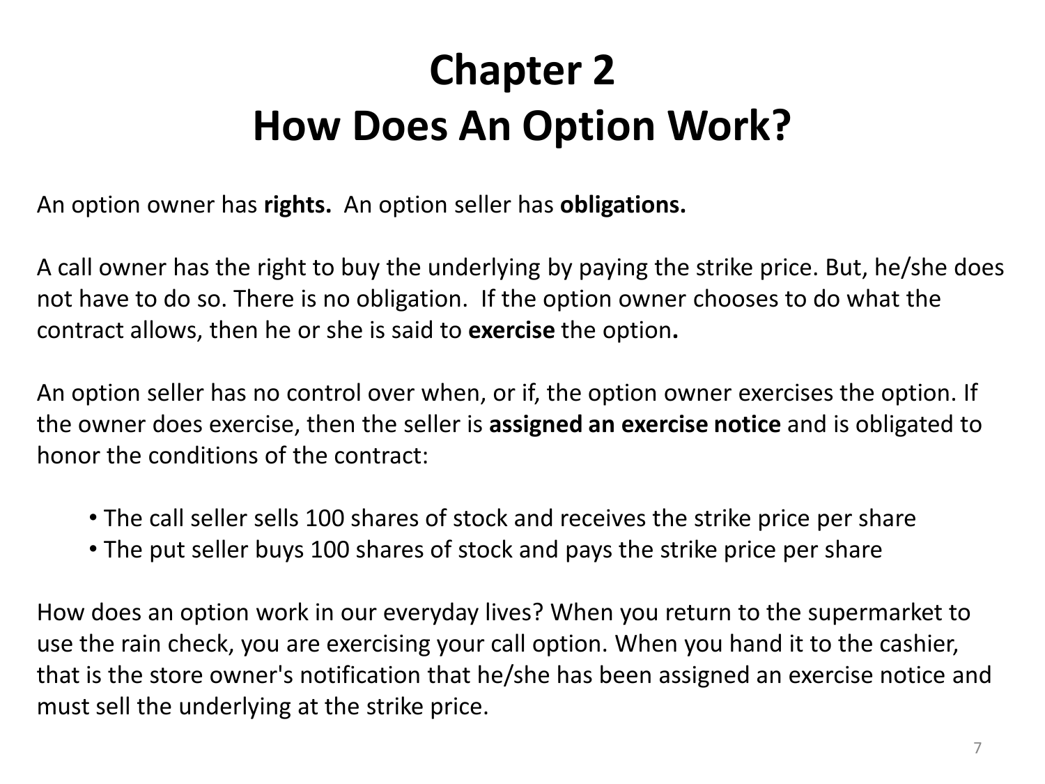# Chapter 2
# How Does An Option Work?

An option owner has **rights.** An option seller has **obligations.**

A call owner has the right to buy the underlying by paying the strike price. But, he/she does not have to do so. There is no obligation. If the option owner chooses to do what the contract allows, then he or she is said to **exercise** the option**.**

An option seller has no control over when, or if, the option owner exercises the option. If the owner does exercise, then the seller is **assigned an exercise notice** and is obligated to honor the conditions of the contract:

- The call seller sells 100 shares of stock and receives the strike price per share
- The put seller buys 100 shares of stock and pays the strike price per share

How does an option work in our everyday lives? When you return to the supermarket to use the rain check, you are exercising your call option. When you hand it to the cashier, that is the store owner's notification that he/she has been assigned an exercise notice and must sell the underlying at the strike price.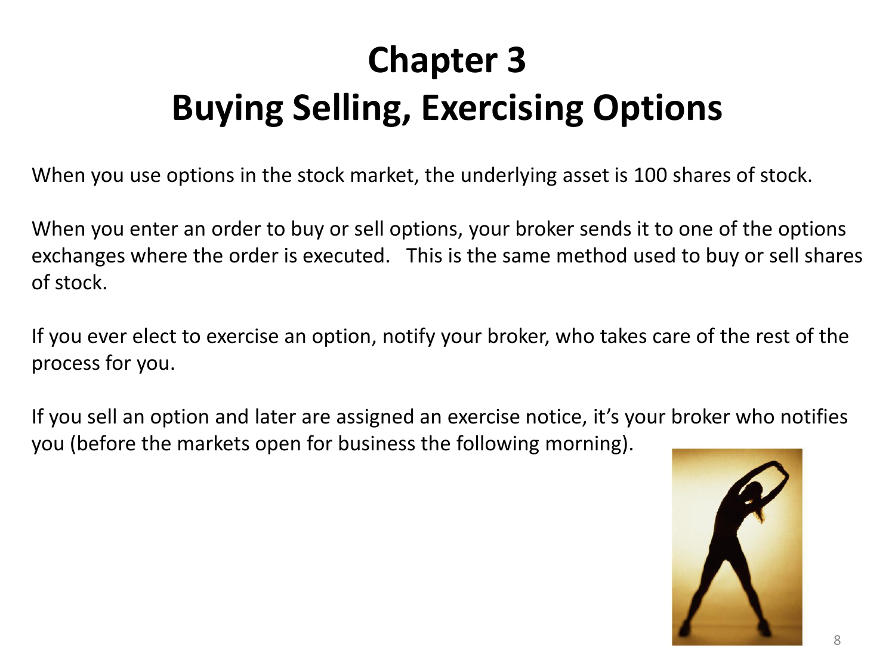# Chapter 3
# Buying Selling, Exercising Options

When you use options in the stock market, the underlying asset is 100 shares of stock.

When you enter an order to buy or sell options, your broker sends it to one of the options exchanges where the order is executed. This is the same method used to buy or sell shares of stock.

If you ever elect to exercise an option, notify your broker, who takes care of the rest of the process for you.

If you sell an option and later are assigned an exercise notice, it's your broker who notifies you (before the markets open for business the following morning).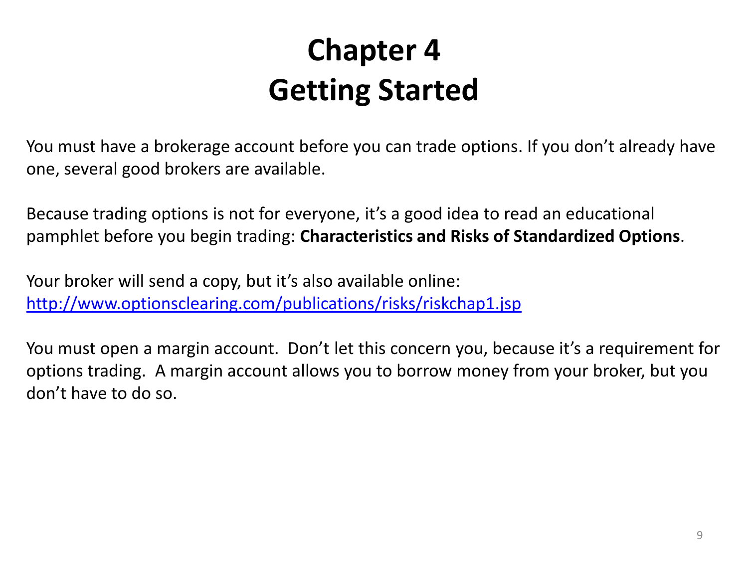# Chapter 4
# Getting Started

You must have a brokerage account before you can trade options. If you don't already have one, several good brokers are available.

Because trading options is not for everyone, it's a good idea to read an educational pamphlet before you begin trading: **Characteristics and Risks of Standardized Options**.

Your broker will send a copy, but it's also available online:
[http://www.optionsclearing.com/publications/risks/riskchap1.jsp](http://www.optionsclearing.com/publications/risks/riskchap1.jsp)

You must open a margin account. Don't let this concern you, because it's a requirement for options trading. A margin account allows you to borrow money from your broker, but you don't have to do so.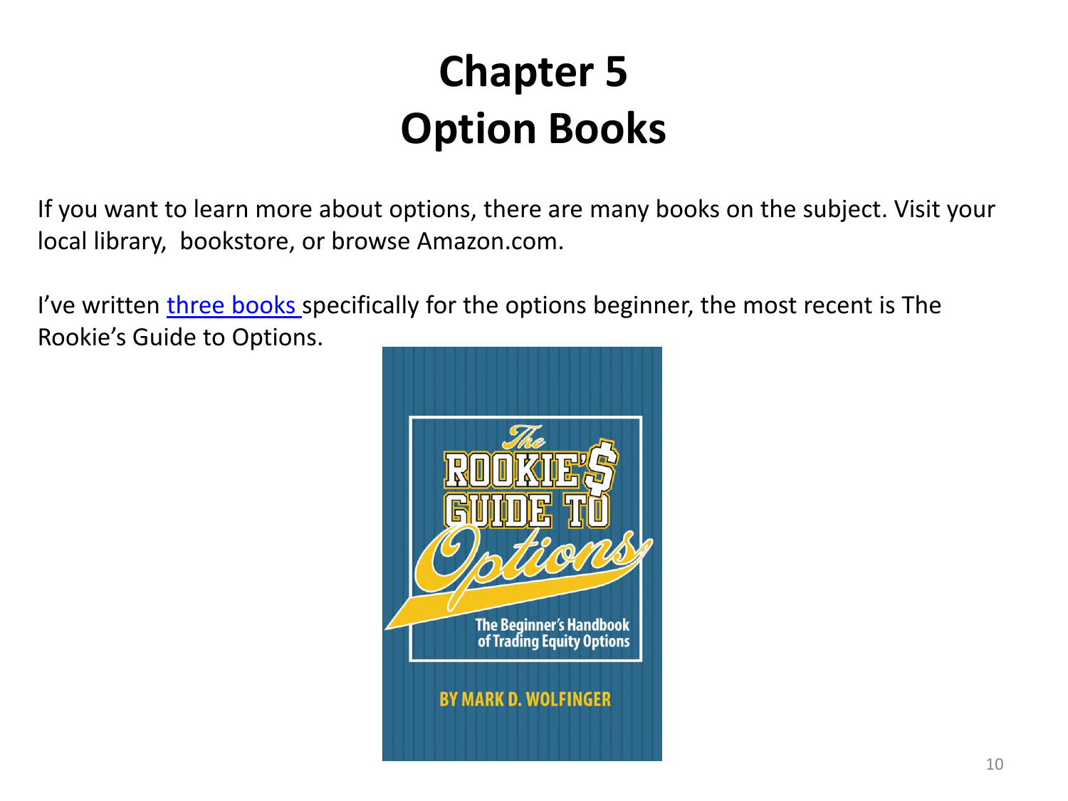# Chapter 5
# Option Books

If you want to learn more about options, there are many books on the subject. Visit your local library, bookstore, or browse Amazon.com.

I've written three books specifically for the options beginner, the most recent is The Rookie's Guide to Options.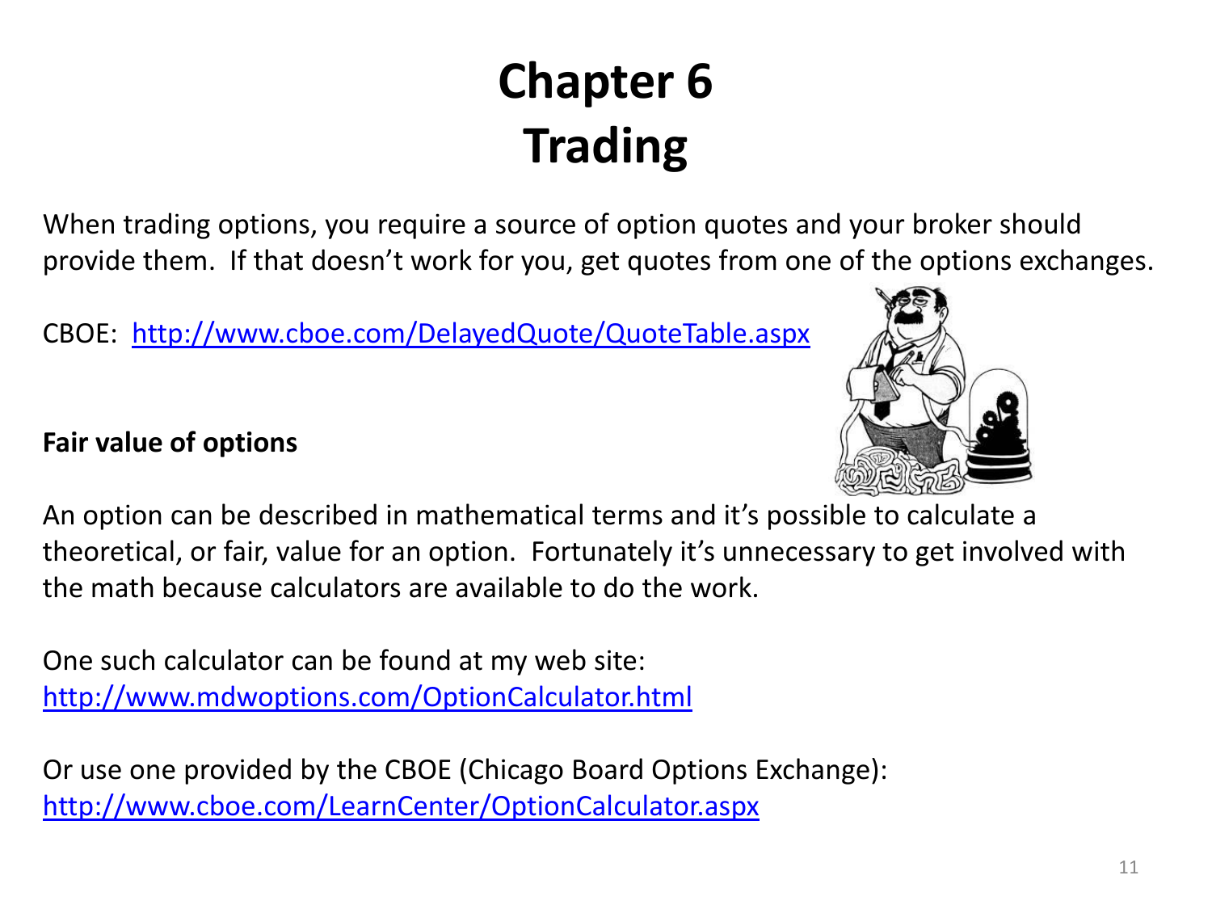# Chapter 6
# Trading

When trading options, you require a source of option quotes and your broker should provide them. If that doesn't work for you, get quotes from one of the options exchanges.

CBOE: http://www.cboe.com/DelayedQuote/QuoteTable.aspx

**Fair value of options**

An option can be described in mathematical terms and it's possible to calculate a theoretical, or fair, value for an option. Fortunately it's unnecessary to get involved with the math because calculators are available to do the work.

One such calculator can be found at my web site:
http://www.mdwoptions.com/OptionCalculator.html

Or use one provided by the CBOE (Chicago Board Options Exchange):
http://www.cboe.com/LearnCenter/OptionCalculator.aspx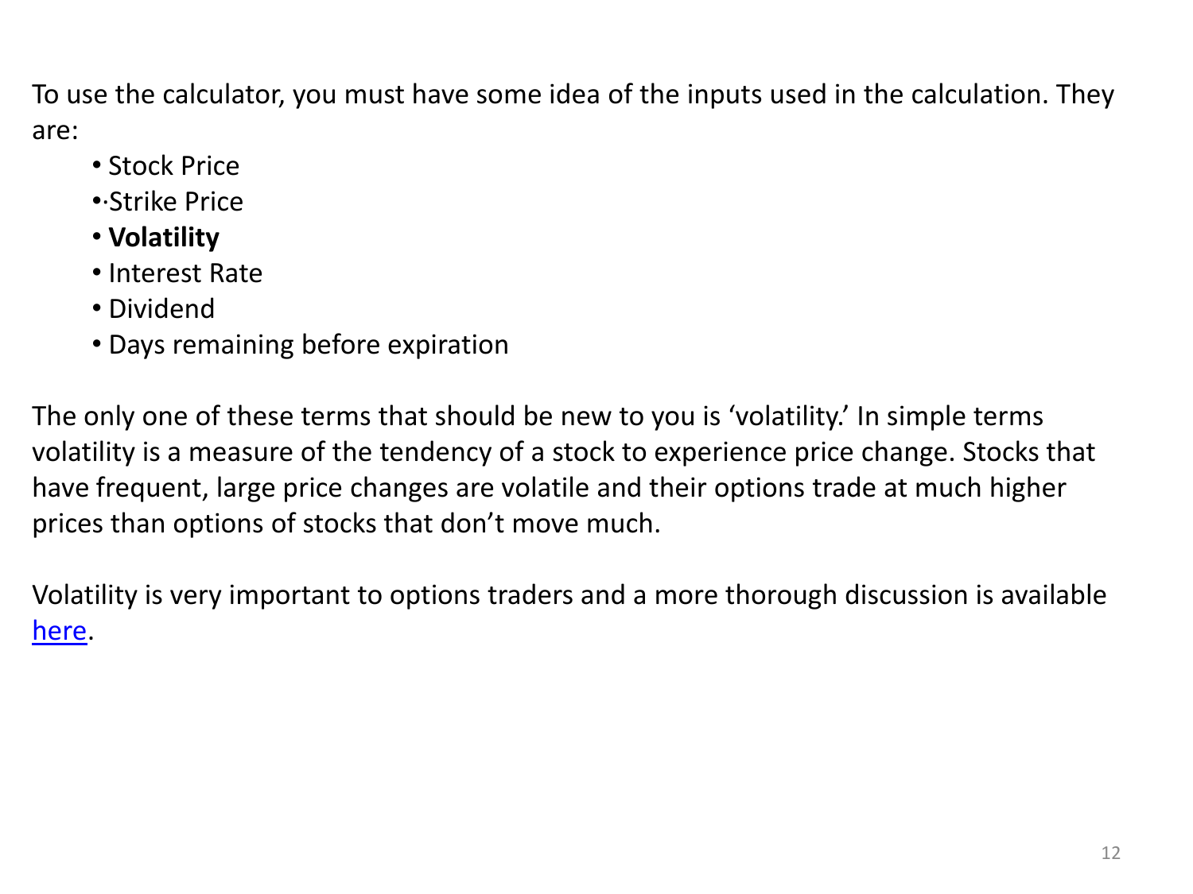To use the calculator, you must have some idea of the inputs used in the calculation. They are:

- Stock Price
- Strike Price
- **Volatility**
- Interest Rate
- Dividend
- Days remaining before expiration

The only one of these terms that should be new to you is 'volatility.' In simple terms volatility is a measure of the tendency of a stock to experience price change. Stocks that have frequent, large price changes are volatile and their options trade at much higher prices than options of stocks that don't move much.

Volatility is very important to options traders and a more thorough discussion is available here.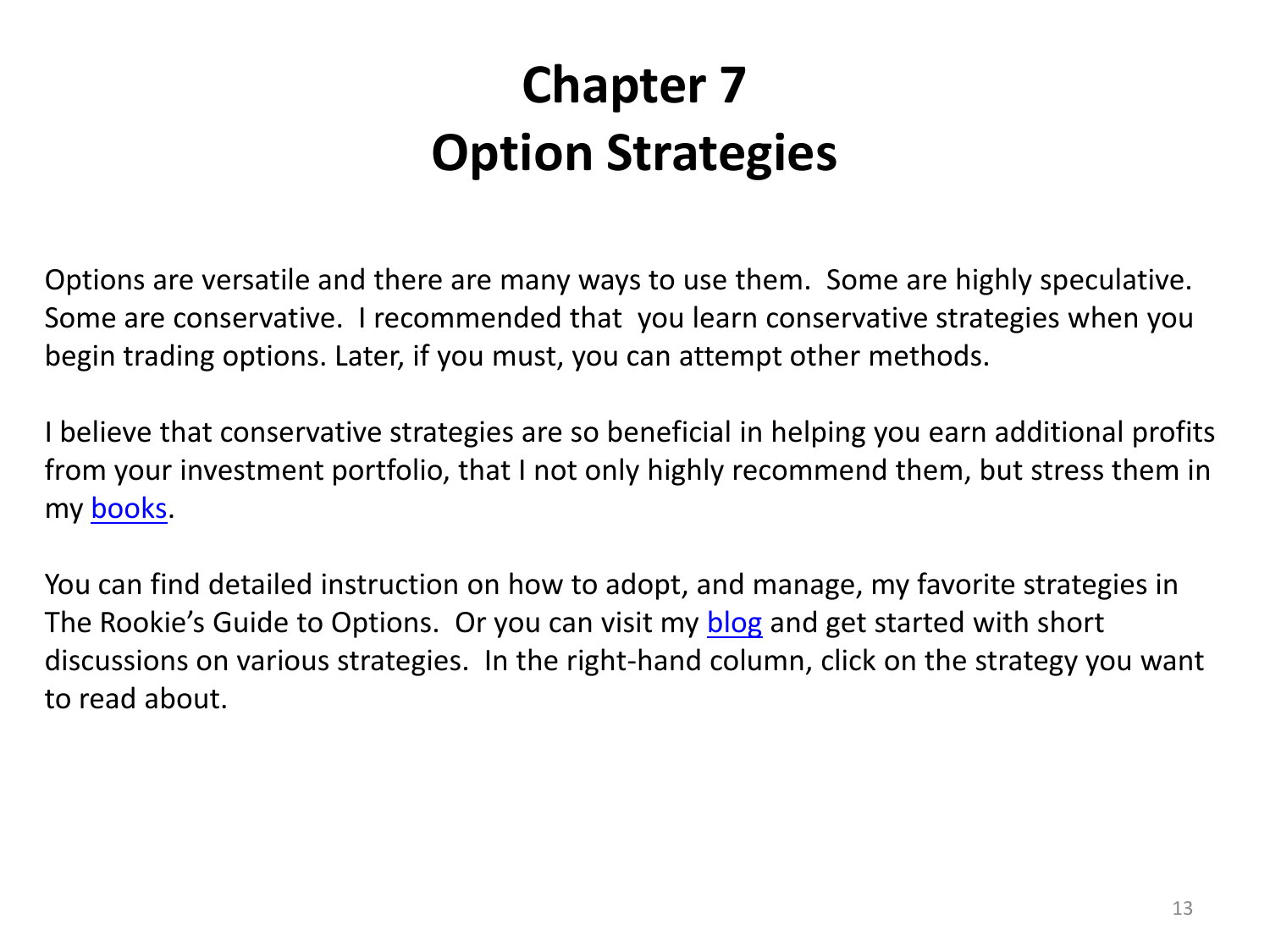# Chapter 7
# Option Strategies

Options are versatile and there are many ways to use them. Some are highly speculative. Some are conservative. I recommended that you learn conservative strategies when you begin trading options. Later, if you must, you can attempt other methods.

I believe that conservative strategies are so beneficial in helping you earn additional profits from your investment portfolio, that I not only highly recommend them, but stress them in my books.

You can find detailed instruction on how to adopt, and manage, my favorite strategies in The Rookie's Guide to Options. Or you can visit my blog and get started with short discussions on various strategies. In the right-hand column, click on the strategy you want to read about.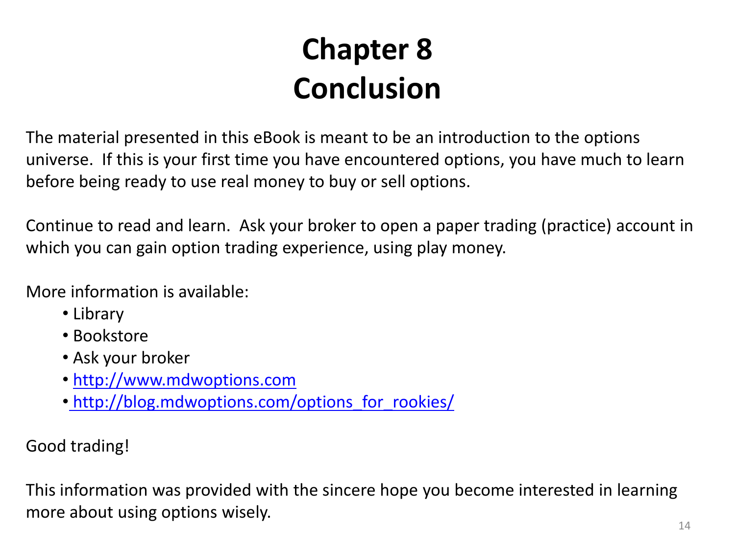# Chapter 8
# Conclusion

The material presented in this eBook is meant to be an introduction to the options universe. If this is your first time you have encountered options, you have much to learn before being ready to use real money to buy or sell options.

Continue to read and learn. Ask your broker to open a paper trading (practice) account in which you can gain option trading experience, using play money.

More information is available:

- Library
- Bookstore
- Ask your broker
- http://www.mdwoptions.com
- http://blog.mdwoptions.com/options_for_rookies/

Good trading!

This information was provided with the sincere hope you become interested in learning more about using options wisely.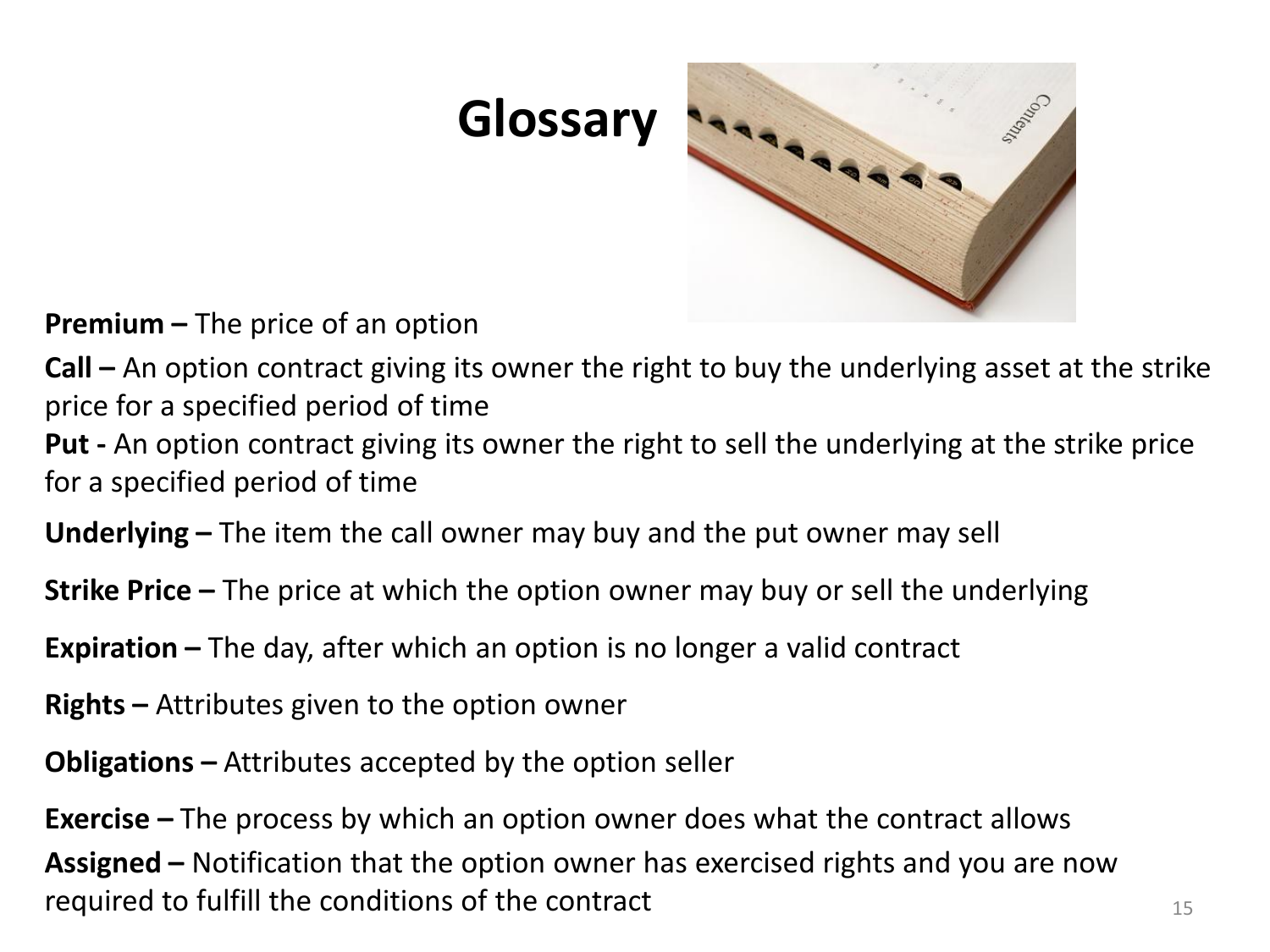# Glossary

**Premium –** The price of an option

**Call –** An option contract giving its owner the right to buy the underlying asset at the strike price for a specified period of time

**Put -** An option contract giving its owner the right to sell the underlying at the strike price for a specified period of time

**Underlying –** The item the call owner may buy and the put owner may sell

**Strike Price –** The price at which the option owner may buy or sell the underlying

**Expiration –** The day, after which an option is no longer a valid contract

**Rights –** Attributes given to the option owner

**Obligations –** Attributes accepted by the option seller

**Exercise –** The process by which an option owner does what the contract allows

**Assigned –** Notification that the option owner has exercised rights and you are now required to fulfill the conditions of the contract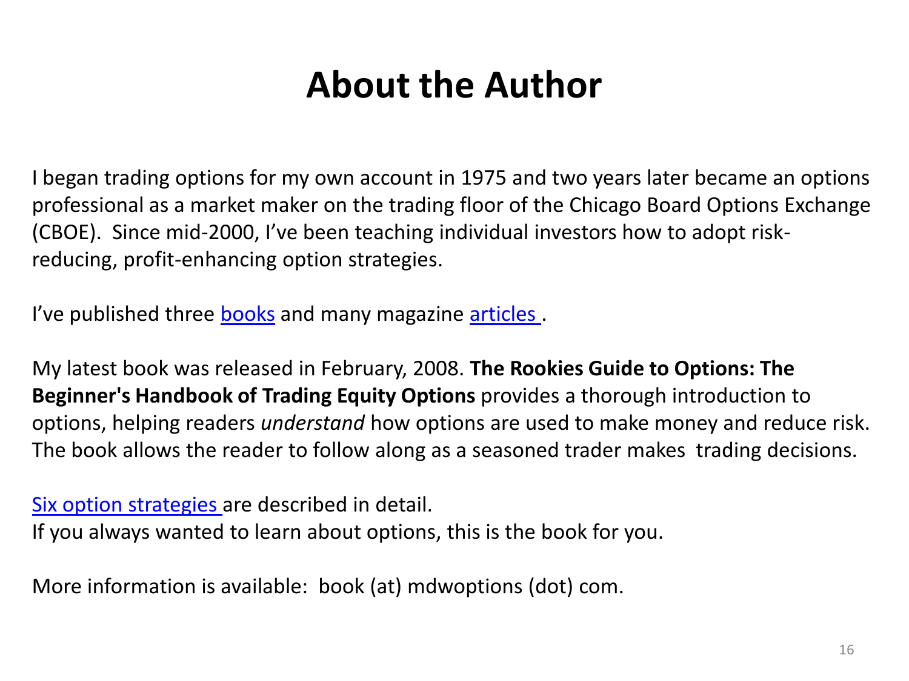# About the Author

I began trading options for my own account in 1975 and two years later became an options professional as a market maker on the trading floor of the Chicago Board Options Exchange (CBOE). Since mid-2000, I've been teaching individual investors how to adopt risk-reducing, profit-enhancing option strategies.

I've published three books and many magazine articles .

My latest book was released in February, 2008. **The Rookies Guide to Options: The Beginner's Handbook of Trading Equity Options** provides a thorough introduction to options, helping readers *understand* how options are used to make money and reduce risk. The book allows the reader to follow along as a seasoned trader makes trading decisions.

Six option strategies are described in detail.
If you always wanted to learn about options, this is the book for you.

More information is available: book (at) mdwoptions (dot) com.